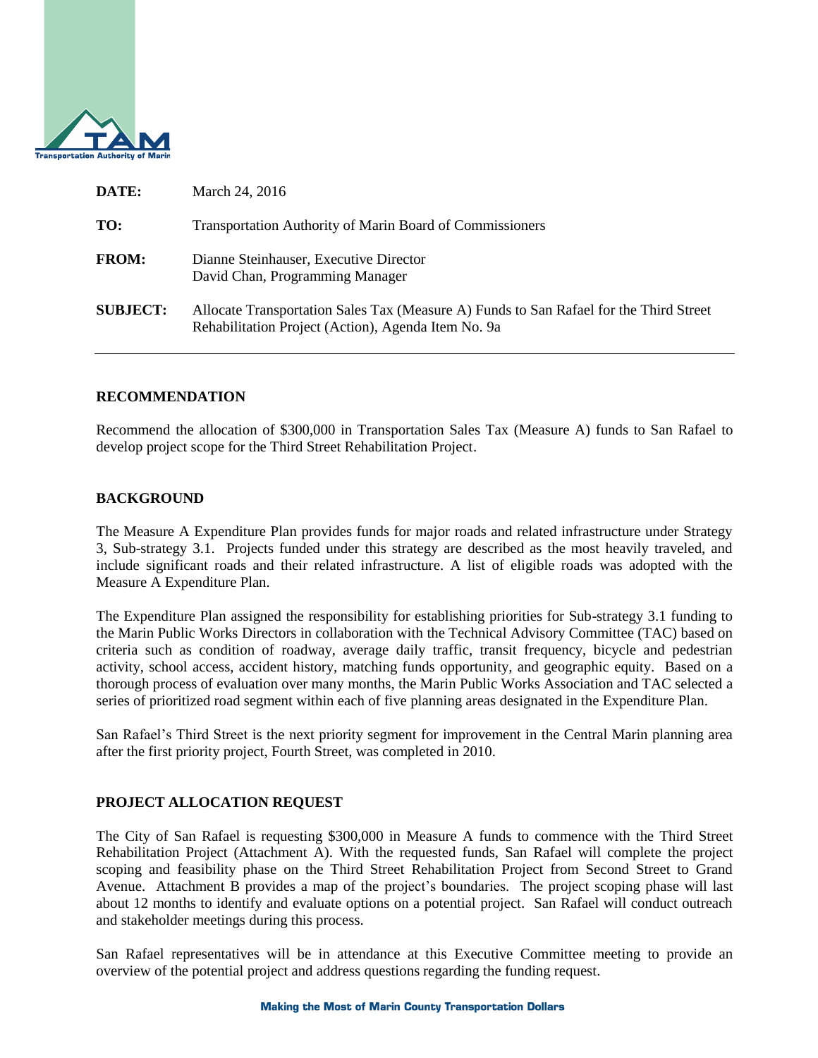| | |
|---|---|
| **DATE:** | March 24, 2016 |
| **TO:** | Transportation Authority of Marin Board of Commissioners |
| **FROM:** | Dianne Steinhauser, Executive Director<br>David Chan, Programming Manager |
| **SUBJECT:** | Allocate Transportation Sales Tax (Measure A) Funds to San Rafael for the Third Street Rehabilitation Project (Action), Agenda Item No. 9a |

## RECOMMENDATION

Recommend the allocation of $300,000 in Transportation Sales Tax (Measure A) funds to San Rafael to develop project scope for the Third Street Rehabilitation Project.

## BACKGROUND

The Measure A Expenditure Plan provides funds for major roads and related infrastructure under Strategy 3, Sub-strategy 3.1. Projects funded under this strategy are described as the most heavily traveled, and include significant roads and their related infrastructure. A list of eligible roads was adopted with the Measure A Expenditure Plan.

The Expenditure Plan assigned the responsibility for establishing priorities for Sub-strategy 3.1 funding to the Marin Public Works Directors in collaboration with the Technical Advisory Committee (TAC) based on criteria such as condition of roadway, average daily traffic, transit frequency, bicycle and pedestrian activity, school access, accident history, matching funds opportunity, and geographic equity. Based on a thorough process of evaluation over many months, the Marin Public Works Association and TAC selected a series of prioritized road segment within each of five planning areas designated in the Expenditure Plan.

San Rafael's Third Street is the next priority segment for improvement in the Central Marin planning area after the first priority project, Fourth Street, was completed in 2010.

## PROJECT ALLOCATION REQUEST

The City of San Rafael is requesting $300,000 in Measure A funds to commence with the Third Street Rehabilitation Project (Attachment A). With the requested funds, San Rafael will complete the project scoping and feasibility phase on the Third Street Rehabilitation Project from Second Street to Grand Avenue. Attachment B provides a map of the project's boundaries. The project scoping phase will last about 12 months to identify and evaluate options on a potential project. San Rafael will conduct outreach and stakeholder meetings during this process.

San Rafael representatives will be in attendance at this Executive Committee meeting to provide an overview of the potential project and address questions regarding the funding request.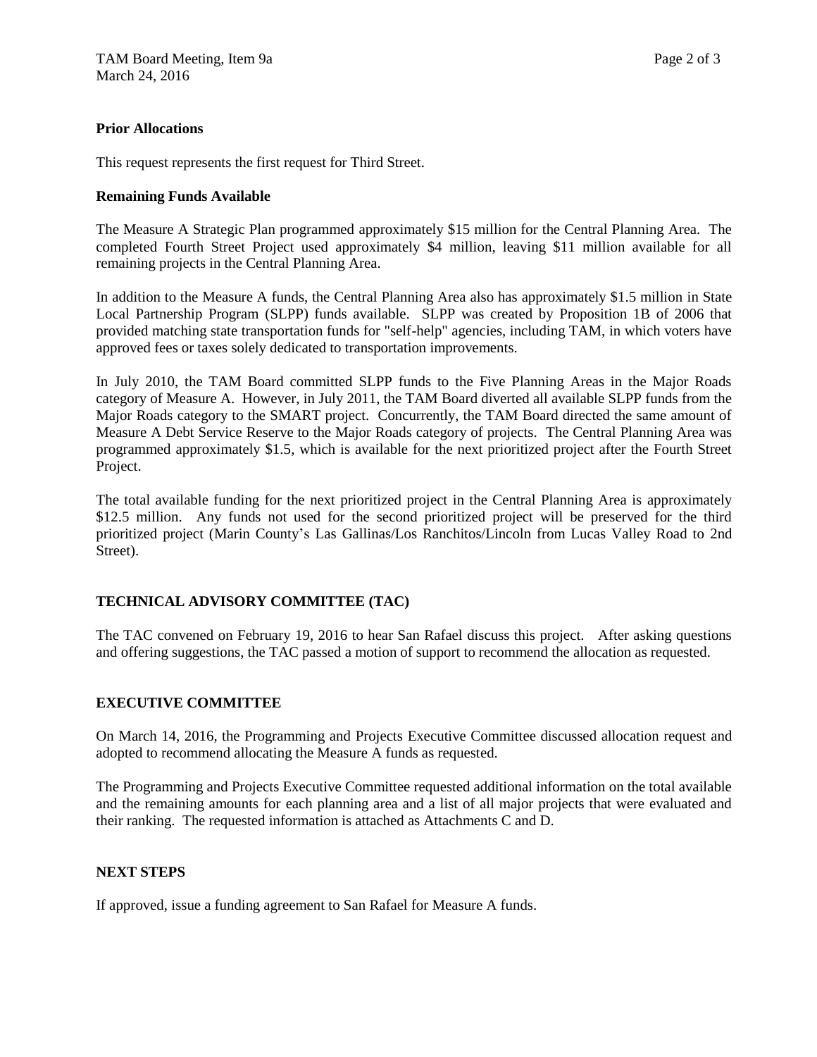**Prior Allocations**

This request represents the first request for Third Street.

**Remaining Funds Available**

The Measure A Strategic Plan programmed approximately $15 million for the Central Planning Area. The completed Fourth Street Project used approximately $4 million, leaving $11 million available for all remaining projects in the Central Planning Area.

In addition to the Measure A funds, the Central Planning Area also has approximately $1.5 million in State Local Partnership Program (SLPP) funds available. SLPP was created by Proposition 1B of 2006 that provided matching state transportation funds for "self-help" agencies, including TAM, in which voters have approved fees or taxes solely dedicated to transportation improvements.

In July 2010, the TAM Board committed SLPP funds to the Five Planning Areas in the Major Roads category of Measure A. However, in July 2011, the TAM Board diverted all available SLPP funds from the Major Roads category to the SMART project. Concurrently, the TAM Board directed the same amount of Measure A Debt Service Reserve to the Major Roads category of projects. The Central Planning Area was programmed approximately $1.5, which is available for the next prioritized project after the Fourth Street Project.

The total available funding for the next prioritized project in the Central Planning Area is approximately $12.5 million. Any funds not used for the second prioritized project will be preserved for the third prioritized project (Marin County's Las Gallinas/Los Ranchitos/Lincoln from Lucas Valley Road to 2nd Street).

## TECHNICAL ADVISORY COMMITTEE (TAC)

The TAC convened on February 19, 2016 to hear San Rafael discuss this project. After asking questions and offering suggestions, the TAC passed a motion of support to recommend the allocation as requested.

## EXECUTIVE COMMITTEE

On March 14, 2016, the Programming and Projects Executive Committee discussed allocation request and adopted to recommend allocating the Measure A funds as requested.

The Programming and Projects Executive Committee requested additional information on the total available and the remaining amounts for each planning area and a list of all major projects that were evaluated and their ranking. The requested information is attached as Attachments C and D.

## NEXT STEPS

If approved, issue a funding agreement to San Rafael for Measure A funds.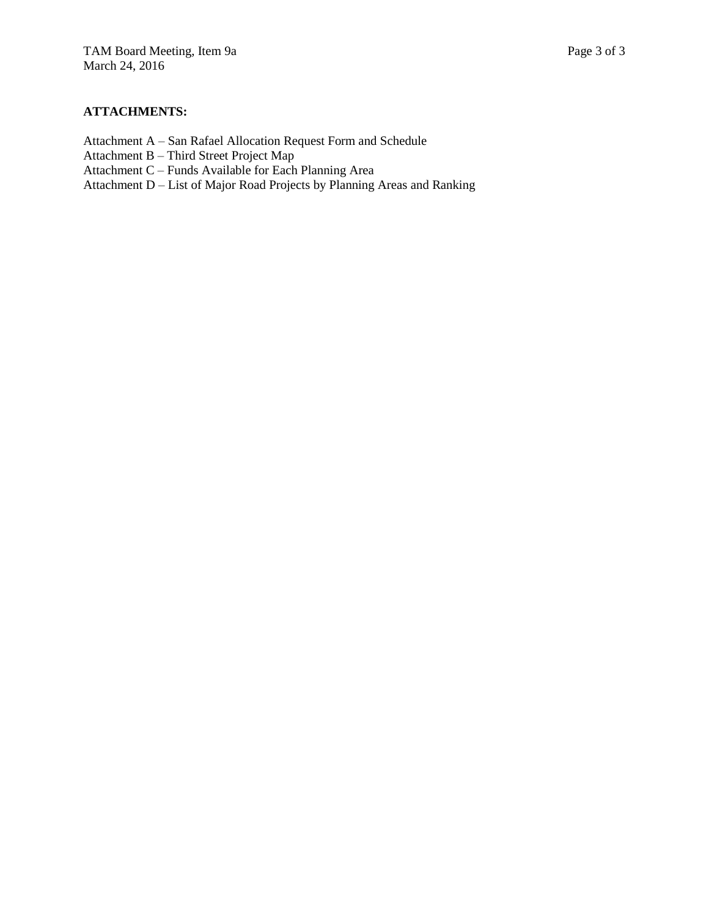**ATTACHMENTS:**

Attachment A – San Rafael Allocation Request Form and Schedule
Attachment B – Third Street Project Map
Attachment C – Funds Available for Each Planning Area
Attachment D – List of Major Road Projects by Planning Areas and Ranking